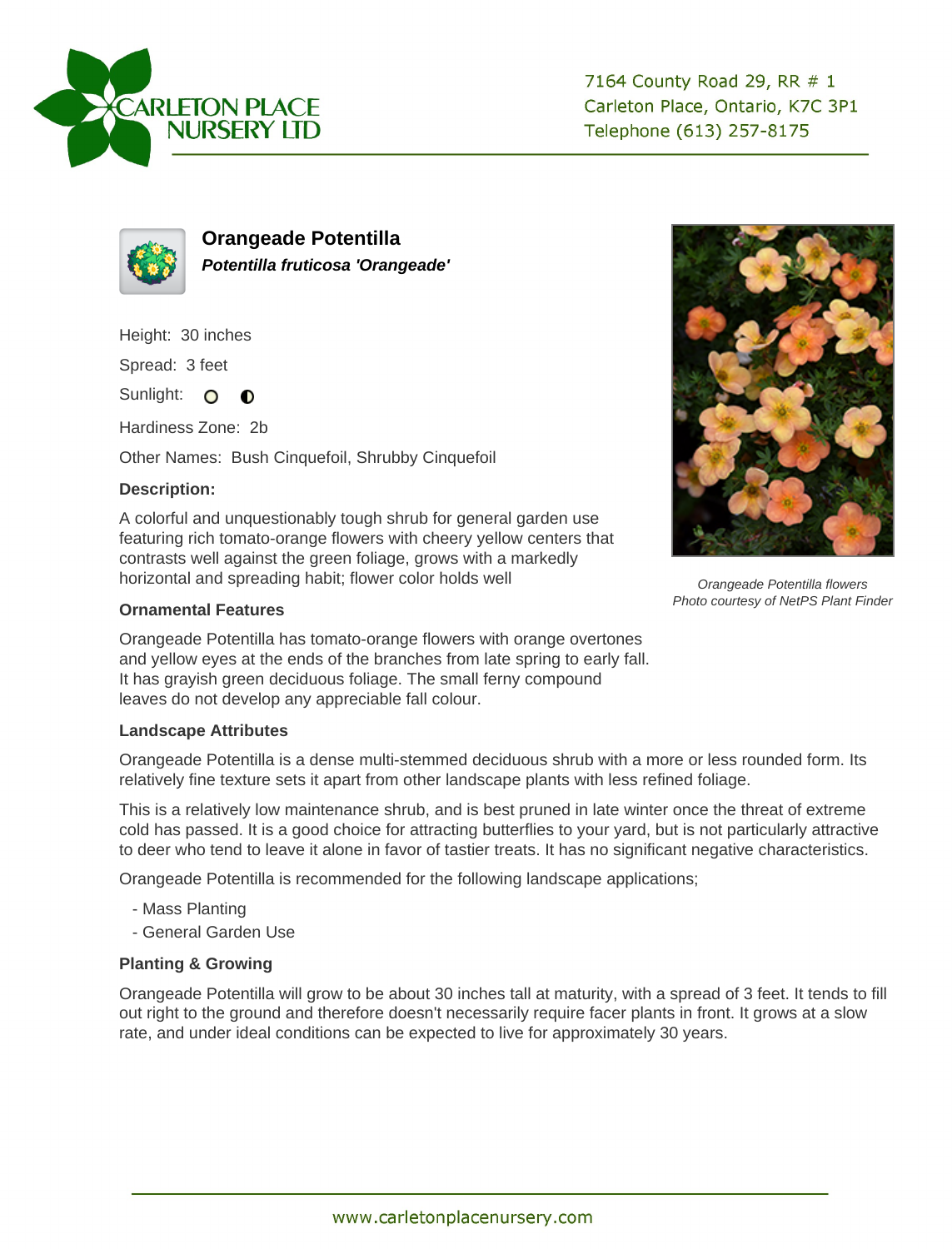CARLETON PLACE NURSERY LTD

7164 County Road 29, RR # 1
Carleton Place, Ontario, K7C 3P1
Telephone (613) 257-8175

# Orangeade Potentilla

***Potentilla fruticosa 'Orangeade'***

Height: 30 inches

Spread: 3 feet

Sunlight: ○ ◐

Hardiness Zone: 2b

Other Names: Bush Cinquefoil, Shrubby Cinquefoil

### Description:

A colorful and unquestionably tough shrub for general garden use featuring rich tomato-orange flowers with cheery yellow centers that contrasts well against the green foliage, grows with a markedly horizontal and spreading habit; flower color holds well

*Orangeade Potentilla flowers*
*Photo courtesy of NetPS Plant Finder*

### Ornamental Features

Orangeade Potentilla has tomato-orange flowers with orange overtones and yellow eyes at the ends of the branches from late spring to early fall. It has grayish green deciduous foliage. The small ferny compound leaves do not develop any appreciable fall colour.

### Landscape Attributes

Orangeade Potentilla is a dense multi-stemmed deciduous shrub with a more or less rounded form. Its relatively fine texture sets it apart from other landscape plants with less refined foliage.

This is a relatively low maintenance shrub, and is best pruned in late winter once the threat of extreme cold has passed. It is a good choice for attracting butterflies to your yard, but is not particularly attractive to deer who tend to leave it alone in favor of tastier treats. It has no significant negative characteristics.

Orangeade Potentilla is recommended for the following landscape applications;

- Mass Planting
- General Garden Use

### Planting & Growing

Orangeade Potentilla will grow to be about 30 inches tall at maturity, with a spread of 3 feet. It tends to fill out right to the ground and therefore doesn't necessarily require facer plants in front. It grows at a slow rate, and under ideal conditions can be expected to live for approximately 30 years.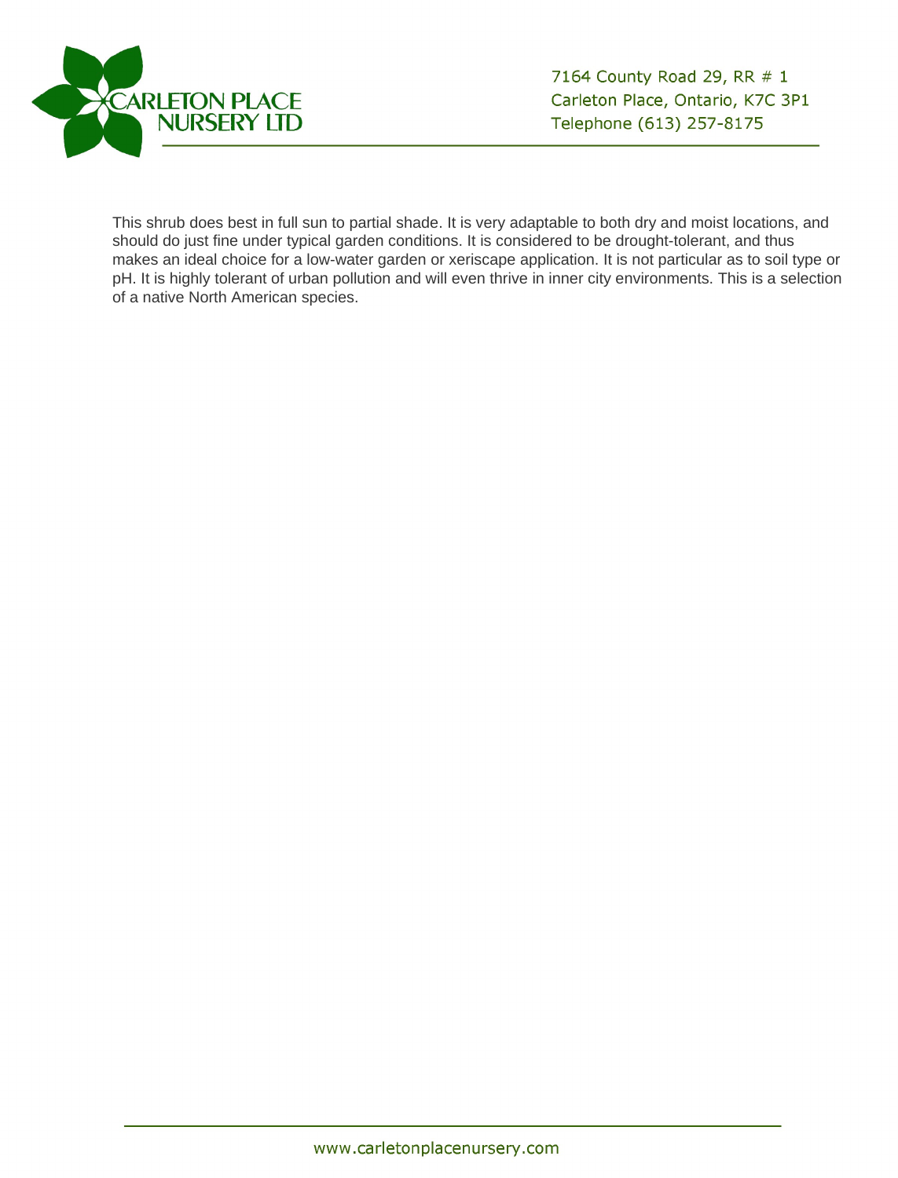This shrub does best in full sun to partial shade. It is very adaptable to both dry and moist locations, and should do just fine under typical garden conditions. It is considered to be drought-tolerant, and thus makes an ideal choice for a low-water garden or xeriscape application. It is not particular as to soil type or pH. It is highly tolerant of urban pollution and will even thrive in inner city environments. This is a selection of a native North American species.